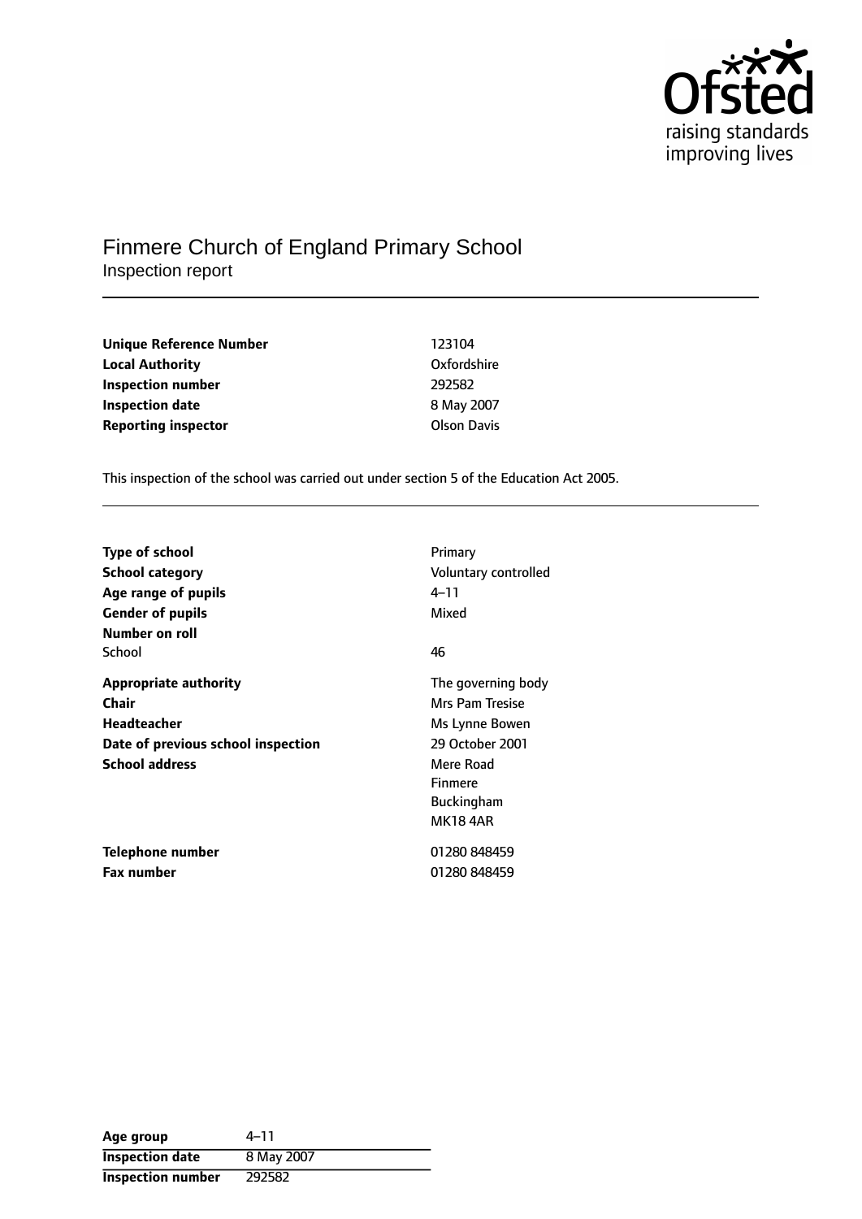# Finmere Church of England Primary School

Inspection report

| | |
|---|---|
| **Unique Reference Number** | 123104 |
| **Local Authority** | Oxfordshire |
| **Inspection number** | 292582 |
| **Inspection date** | 8 May 2007 |
| **Reporting inspector** | Olson Davis |

This inspection of the school was carried out under section 5 of the Education Act 2005.

| | |
|---|---|
| **Type of school** | Primary |
| **School category** | Voluntary controlled |
| **Age range of pupils** | 4–11 |
| **Gender of pupils** | Mixed |
| **Number on roll** | |
| School | 46 |
| **Appropriate authority** | The governing body |
| **Chair** | Mrs Pam Tresise |
| **Headteacher** | Ms Lynne Bowen |
| **Date of previous school inspection** | 29 October 2001 |
| **School address** | Mere Road<br>Finmere<br>Buckingham<br>MK18 4AR |
| **Telephone number** | 01280 848459 |
| **Fax number** | 01280 848459 |

| | |
|---|---|
| **Age group** | 4–11 |
| **Inspection date** | 8 May 2007 |
| **Inspection number** | 292582 |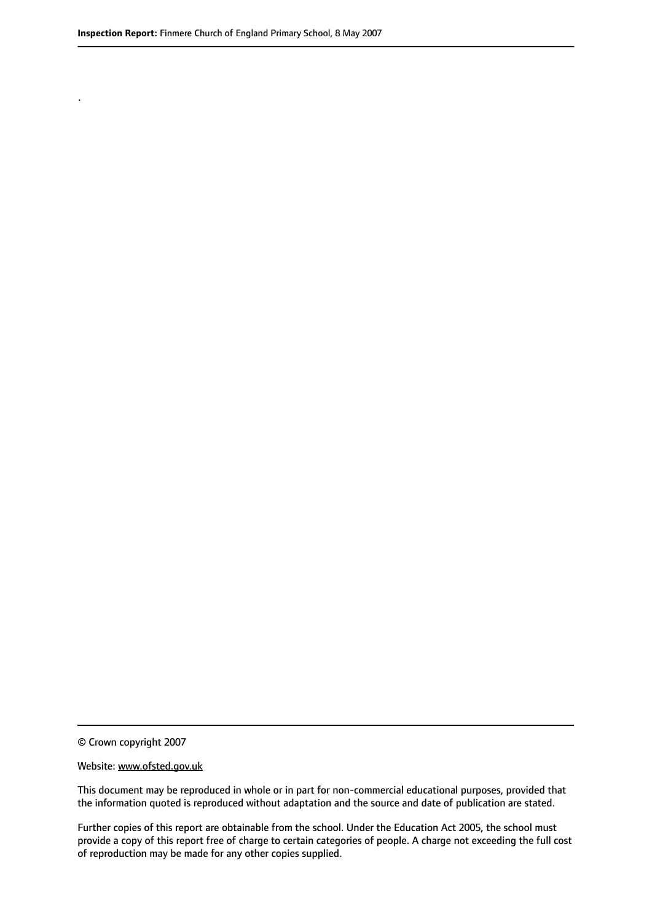.

© Crown copyright 2007

Website: www.ofsted.gov.uk

This document may be reproduced in whole or in part for non-commercial educational purposes, provided that the information quoted is reproduced without adaptation and the source and date of publication are stated.

Further copies of this report are obtainable from the school. Under the Education Act 2005, the school must provide a copy of this report free of charge to certain categories of people. A charge not exceeding the full cost of reproduction may be made for any other copies supplied.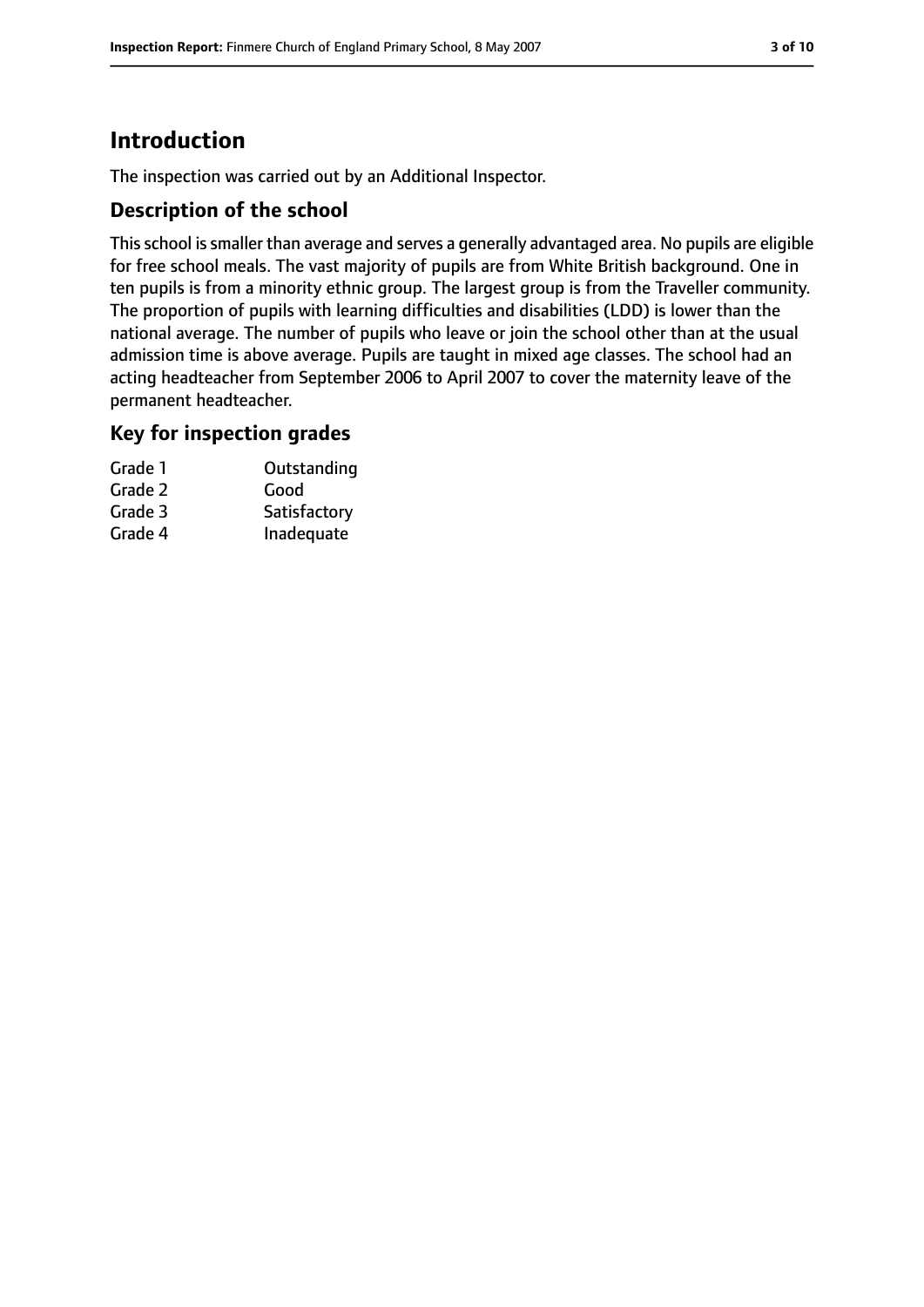# Introduction

The inspection was carried out by an Additional Inspector.

## Description of the school

This school is smaller than average and serves a generally advantaged area. No pupils are eligible for free school meals. The vast majority of pupils are from White British background. One in ten pupils is from a minority ethnic group. The largest group is from the Traveller community. The proportion of pupils with learning difficulties and disabilities (LDD) is lower than the national average. The number of pupils who leave or join the school other than at the usual admission time is above average. Pupils are taught in mixed age classes. The school had an acting headteacher from September 2006 to April 2007 to cover the maternity leave of the permanent headteacher.

## Key for inspection grades

| | |
|---|---|
| Grade 1 | Outstanding |
| Grade 2 | Good |
| Grade 3 | Satisfactory |
| Grade 4 | Inadequate |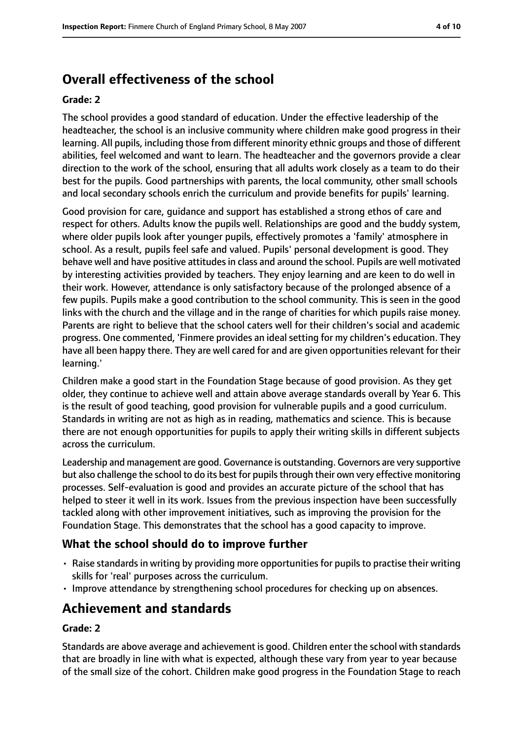## Overall effectiveness of the school

**Grade: 2**

The school provides a good standard of education. Under the effective leadership of the headteacher, the school is an inclusive community where children make good progress in their learning. All pupils, including those from different minority ethnic groups and those of different abilities, feel welcomed and want to learn. The headteacher and the governors provide a clear direction to the work of the school, ensuring that all adults work closely as a team to do their best for the pupils. Good partnerships with parents, the local community, other small schools and local secondary schools enrich the curriculum and provide benefits for pupils' learning.

Good provision for care, guidance and support has established a strong ethos of care and respect for others. Adults know the pupils well. Relationships are good and the buddy system, where older pupils look after younger pupils, effectively promotes a 'family' atmosphere in school. As a result, pupils feel safe and valued. Pupils' personal development is good. They behave well and have positive attitudes in class and around the school. Pupils are well motivated by interesting activities provided by teachers. They enjoy learning and are keen to do well in their work. However, attendance is only satisfactory because of the prolonged absence of a few pupils. Pupils make a good contribution to the school community. This is seen in the good links with the church and the village and in the range of charities for which pupils raise money. Parents are right to believe that the school caters well for their children's social and academic progress. One commented, 'Finmere provides an ideal setting for my children's education. They have all been happy there. They are well cared for and are given opportunities relevant for their learning.'

Children make a good start in the Foundation Stage because of good provision. As they get older, they continue to achieve well and attain above average standards overall by Year 6. This is the result of good teaching, good provision for vulnerable pupils and a good curriculum. Standards in writing are not as high as in reading, mathematics and science. This is because there are not enough opportunities for pupils to apply their writing skills in different subjects across the curriculum.

Leadership and management are good. Governance is outstanding. Governors are very supportive but also challenge the school to do its best for pupils through their own very effective monitoring processes. Self-evaluation is good and provides an accurate picture of the school that has helped to steer it well in its work. Issues from the previous inspection have been successfully tackled along with other improvement initiatives, such as improving the provision for the Foundation Stage. This demonstrates that the school has a good capacity to improve.

### What the school should do to improve further

- Raise standards in writing by providing more opportunities for pupils to practise their writing skills for 'real' purposes across the curriculum.
- Improve attendance by strengthening school procedures for checking up on absences.

## Achievement and standards

**Grade: 2**

Standards are above average and achievement is good. Children enter the school with standards that are broadly in line with what is expected, although these vary from year to year because of the small size of the cohort. Children make good progress in the Foundation Stage to reach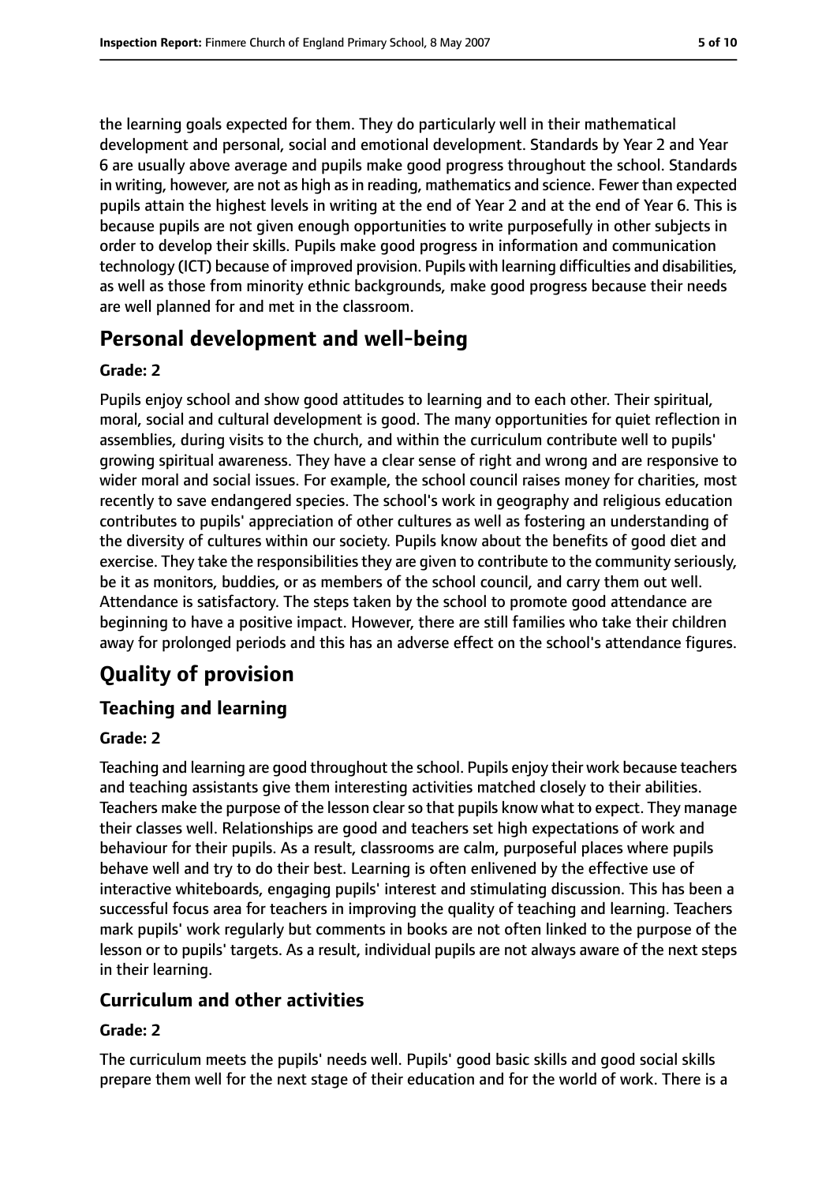the learning goals expected for them. They do particularly well in their mathematical development and personal, social and emotional development. Standards by Year 2 and Year 6 are usually above average and pupils make good progress throughout the school. Standards in writing, however, are not as high as in reading, mathematics and science. Fewer than expected pupils attain the highest levels in writing at the end of Year 2 and at the end of Year 6. This is because pupils are not given enough opportunities to write purposefully in other subjects in order to develop their skills. Pupils make good progress in information and communication technology (ICT) because of improved provision. Pupils with learning difficulties and disabilities, as well as those from minority ethnic backgrounds, make good progress because their needs are well planned for and met in the classroom.

## Personal development and well-being

**Grade: 2**

Pupils enjoy school and show good attitudes to learning and to each other. Their spiritual, moral, social and cultural development is good. The many opportunities for quiet reflection in assemblies, during visits to the church, and within the curriculum contribute well to pupils' growing spiritual awareness. They have a clear sense of right and wrong and are responsive to wider moral and social issues. For example, the school council raises money for charities, most recently to save endangered species. The school's work in geography and religious education contributes to pupils' appreciation of other cultures as well as fostering an understanding of the diversity of cultures within our society. Pupils know about the benefits of good diet and exercise. They take the responsibilities they are given to contribute to the community seriously, be it as monitors, buddies, or as members of the school council, and carry them out well. Attendance is satisfactory. The steps taken by the school to promote good attendance are beginning to have a positive impact. However, there are still families who take their children away for prolonged periods and this has an adverse effect on the school's attendance figures.

# Quality of provision

## Teaching and learning

**Grade: 2**

Teaching and learning are good throughout the school. Pupils enjoy their work because teachers and teaching assistants give them interesting activities matched closely to their abilities. Teachers make the purpose of the lesson clear so that pupils know what to expect. They manage their classes well. Relationships are good and teachers set high expectations of work and behaviour for their pupils. As a result, classrooms are calm, purposeful places where pupils behave well and try to do their best. Learning is often enlivened by the effective use of interactive whiteboards, engaging pupils' interest and stimulating discussion. This has been a successful focus area for teachers in improving the quality of teaching and learning. Teachers mark pupils' work regularly but comments in books are not often linked to the purpose of the lesson or to pupils' targets. As a result, individual pupils are not always aware of the next steps in their learning.

## Curriculum and other activities

**Grade: 2**

The curriculum meets the pupils' needs well. Pupils' good basic skills and good social skills prepare them well for the next stage of their education and for the world of work. There is a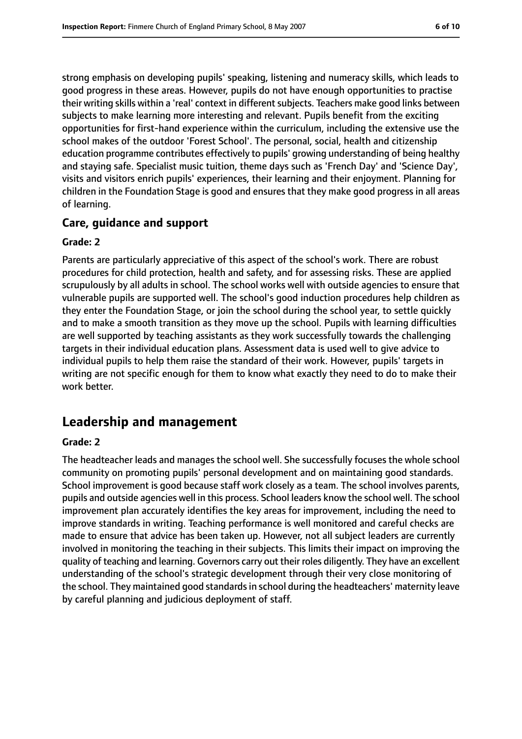strong emphasis on developing pupils' speaking, listening and numeracy skills, which leads to good progress in these areas. However, pupils do not have enough opportunities to practise their writing skills within a 'real' context in different subjects. Teachers make good links between subjects to make learning more interesting and relevant. Pupils benefit from the exciting opportunities for first-hand experience within the curriculum, including the extensive use the school makes of the outdoor 'Forest School'. The personal, social, health and citizenship education programme contributes effectively to pupils' growing understanding of being healthy and staying safe. Specialist music tuition, theme days such as 'French Day' and 'Science Day', visits and visitors enrich pupils' experiences, their learning and their enjoyment. Planning for children in the Foundation Stage is good and ensures that they make good progress in all areas of learning.

### Care, guidance and support

#### Grade: 2

Parents are particularly appreciative of this aspect of the school's work. There are robust procedures for child protection, health and safety, and for assessing risks. These are applied scrupulously by all adults in school. The school works well with outside agencies to ensure that vulnerable pupils are supported well. The school's good induction procedures help children as they enter the Foundation Stage, or join the school during the school year, to settle quickly and to make a smooth transition as they move up the school. Pupils with learning difficulties are well supported by teaching assistants as they work successfully towards the challenging targets in their individual education plans. Assessment data is used well to give advice to individual pupils to help them raise the standard of their work. However, pupils' targets in writing are not specific enough for them to know what exactly they need to do to make their work better.

## Leadership and management

#### Grade: 2

The headteacher leads and manages the school well. She successfully focuses the whole school community on promoting pupils' personal development and on maintaining good standards. School improvement is good because staff work closely as a team. The school involves parents, pupils and outside agencies well in this process. School leaders know the school well. The school improvement plan accurately identifies the key areas for improvement, including the need to improve standards in writing. Teaching performance is well monitored and careful checks are made to ensure that advice has been taken up. However, not all subject leaders are currently involved in monitoring the teaching in their subjects. This limits their impact on improving the quality of teaching and learning. Governors carry out their roles diligently. They have an excellent understanding of the school's strategic development through their very close monitoring of the school. They maintained good standards in school during the headteachers' maternity leave by careful planning and judicious deployment of staff.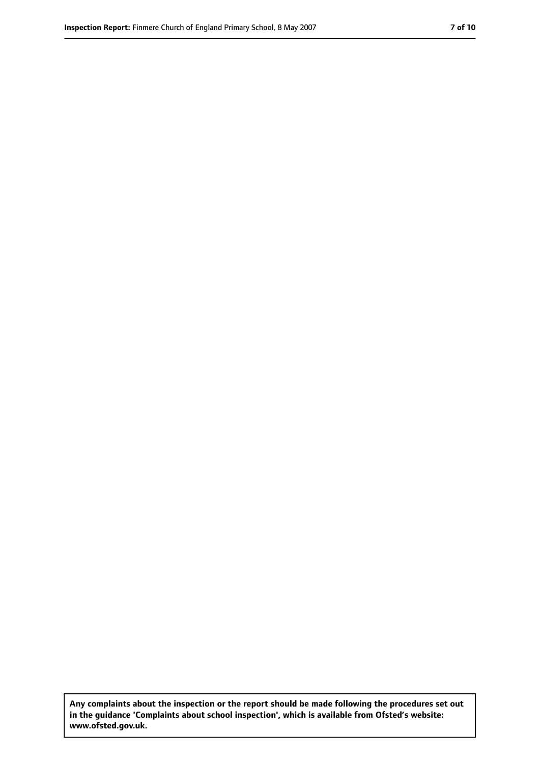**Any complaints about the inspection or the report should be made following the procedures set out in the guidance 'Complaints about school inspection', which is available from Ofsted's website: www.ofsted.gov.uk.**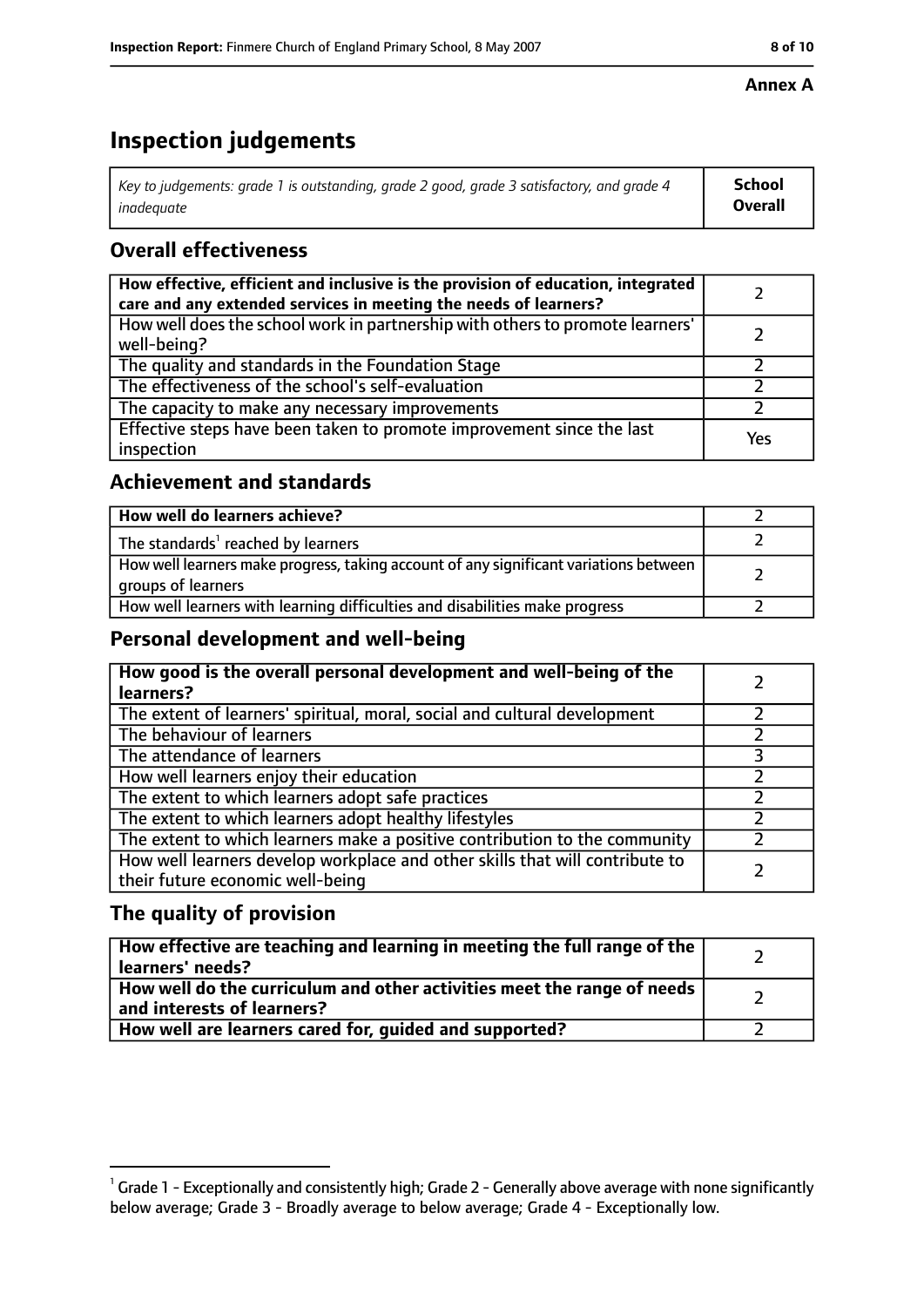**Annex A**

# Inspection judgements

| *Key to judgements: grade 1 is outstanding, grade 2 good, grade 3 satisfactory, and grade 4 inadequate* | **School Overall** |
|---|---|

## Overall effectiveness

| | |
|---|---|
| **How effective, efficient and inclusive is the provision of education, integrated care and any extended services in meeting the needs of learners?** | 2 |
| How well does the school work in partnership with others to promote learners' well-being? | 2 |
| The quality and standards in the Foundation Stage | 2 |
| The effectiveness of the school's self-evaluation | 2 |
| The capacity to make any necessary improvements | 2 |
| Effective steps have been taken to promote improvement since the last inspection | Yes |

## Achievement and standards

| | |
|---|---|
| **How well do learners achieve?** | 2 |
| The standards[1] reached by learners | 2 |
| How well learners make progress, taking account of any significant variations between groups of learners | 2 |
| How well learners with learning difficulties and disabilities make progress | 2 |

## Personal development and well-being

| | |
|---|---|
| **How good is the overall personal development and well-being of the learners?** | 2 |
| The extent of learners' spiritual, moral, social and cultural development | 2 |
| The behaviour of learners | 2 |
| The attendance of learners | 3 |
| How well learners enjoy their education | 2 |
| The extent to which learners adopt safe practices | 2 |
| The extent to which learners adopt healthy lifestyles | 2 |
| The extent to which learners make a positive contribution to the community | 2 |
| How well learners develop workplace and other skills that will contribute to their future economic well-being | 2 |

## The quality of provision

| | |
|---|---|
| **How effective are teaching and learning in meeting the full range of the learners' needs?** | 2 |
| **How well do the curriculum and other activities meet the range of needs and interests of learners?** | 2 |
| **How well are learners cared for, guided and supported?** | 2 |

[1] Grade 1 - Exceptionally and consistently high; Grade 2 - Generally above average with none significantly below average; Grade 3 - Broadly average to below average; Grade 4 - Exceptionally low.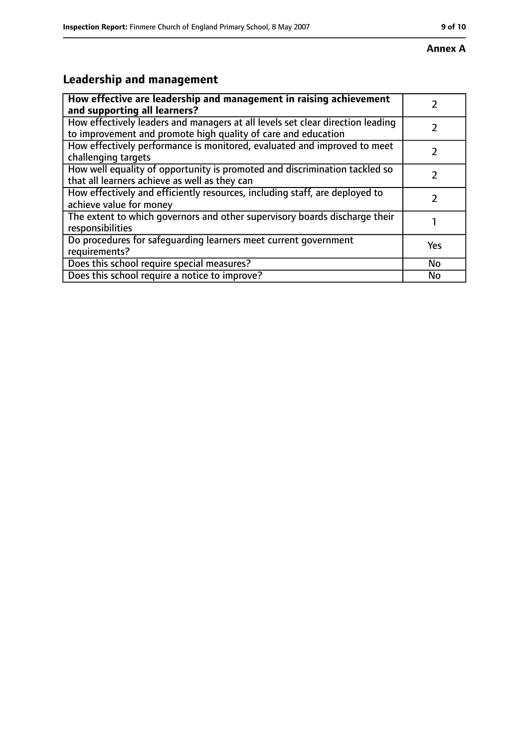**Annex A**

## Leadership and management

| How effective are leadership and management in raising achievement and supporting all learners? | 2 |
|---|---|
| How effectively leaders and managers at all levels set clear direction leading to improvement and promote high quality of care and education | 2 |
| How effectively performance is monitored, evaluated and improved to meet challenging targets | 2 |
| How well equality of opportunity is promoted and discrimination tackled so that all learners achieve as well as they can | 2 |
| How effectively and efficiently resources, including staff, are deployed to achieve value for money | 2 |
| The extent to which governors and other supervisory boards discharge their responsibilities | 1 |
| Do procedures for safeguarding learners meet current government requirements? | Yes |
| Does this school require special measures? | No |
| Does this school require a notice to improve? | No |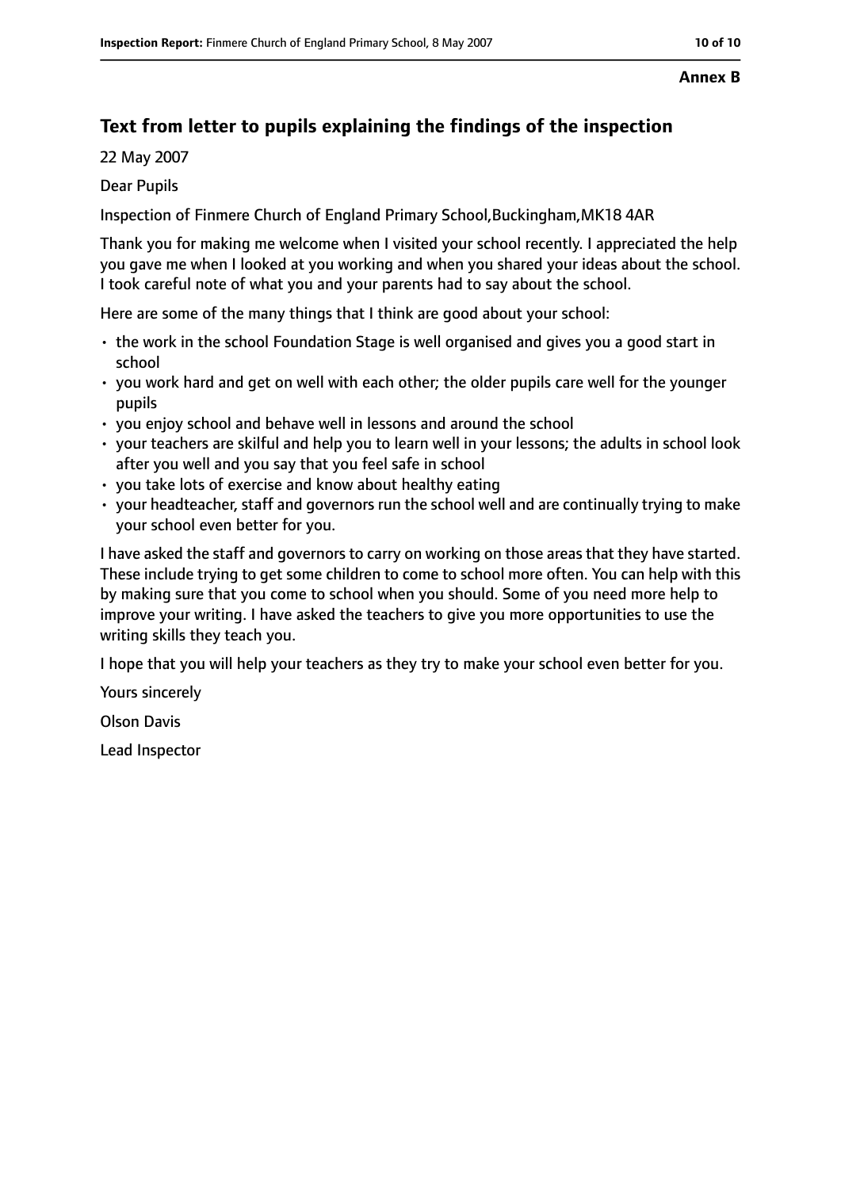**Annex B**

## Text from letter to pupils explaining the findings of the inspection

22 May 2007

Dear Pupils

Inspection of Finmere Church of England Primary School,Buckingham,MK18 4AR

Thank you for making me welcome when I visited your school recently. I appreciated the help you gave me when I looked at you working and when you shared your ideas about the school. I took careful note of what you and your parents had to say about the school.

Here are some of the many things that I think are good about your school:

- the work in the school Foundation Stage is well organised and gives you a good start in school
- you work hard and get on well with each other; the older pupils care well for the younger pupils
- you enjoy school and behave well in lessons and around the school
- your teachers are skilful and help you to learn well in your lessons; the adults in school look after you well and you say that you feel safe in school
- you take lots of exercise and know about healthy eating
- your headteacher, staff and governors run the school well and are continually trying to make your school even better for you.

I have asked the staff and governors to carry on working on those areas that they have started. These include trying to get some children to come to school more often. You can help with this by making sure that you come to school when you should. Some of you need more help to improve your writing. I have asked the teachers to give you more opportunities to use the writing skills they teach you.

I hope that you will help your teachers as they try to make your school even better for you.

Yours sincerely

Olson Davis

Lead Inspector